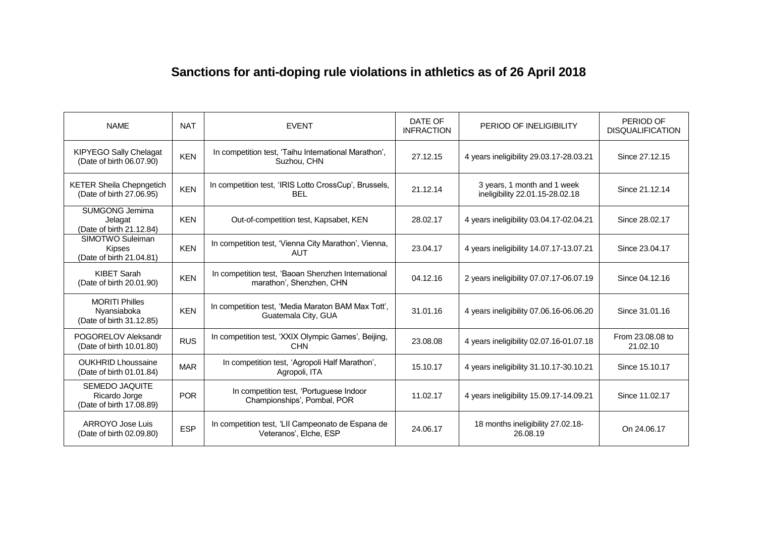# Sanctions for anti-doping rule violations in athletics as of 26 April 2018

| NAME | NAT | EVENT | DATE OF INFRACTION | PERIOD OF INELIGIBILITY | PERIOD OF DISQUALIFICATION |
|---|---|---|---|---|---|
| KIPYEGO Sally Chelagat (Date of birth 06.07.90) | KEN | In competition test, 'Taihu International Marathon', Suzhou, CHN | 27.12.15 | 4 years ineligibility 29.03.17-28.03.21 | Since 27.12.15 |
| KETER Sheila Chepngetich (Date of birth 27.06.95) | KEN | In competition test, 'IRIS Lotto CrossCup', Brussels, BEL | 21.12.14 | 3 years, 1 month and 1 week ineligibility 22.01.15-28.02.18 | Since 21.12.14 |
| SUMGONG Jemima Jelagat (Date of birth 21.12.84) | KEN | Out-of-competition test, Kapsabet, KEN | 28.02.17 | 4 years ineligibility 03.04.17-02.04.21 | Since 28.02.17 |
| SIMOTWO Suleiman Kipses (Date of birth 21.04.81) | KEN | In competition test, 'Vienna City Marathon', Vienna, AUT | 23.04.17 | 4 years ineligibility 14.07.17-13.07.21 | Since 23.04.17 |
| KIBET Sarah (Date of birth 20.01.90) | KEN | In competition test, 'Baoan Shenzhen International marathon', Shenzhen, CHN | 04.12.16 | 2 years ineligibility 07.07.17-06.07.19 | Since 04.12.16 |
| MORITI Philles Nyansiaboka (Date of birth 31.12.85) | KEN | In competition test, 'Media Maraton BAM Max Tott', Guatemala City, GUA | 31.01.16 | 4 years ineligibility 07.06.16-06.06.20 | Since 31.01.16 |
| POGORELOV Aleksandr (Date of birth 10.01.80) | RUS | In competition test, 'XXIX Olympic Games', Beijing, CHN | 23.08.08 | 4 years ineligibility 02.07.16-01.07.18 | From 23.08.08 to 21.02.10 |
| OUKHRID Lhoussaine (Date of birth 01.01.84) | MAR | In competition test, 'Agropoli Half Marathon', Agropoli, ITA | 15.10.17 | 4 years ineligibility 31.10.17-30.10.21 | Since 15.10.17 |
| SEMEDO JAQUITE Ricardo Jorge (Date of birth 17.08.89) | POR | In competition test, 'Portuguese Indoor Championships', Pombal, POR | 11.02.17 | 4 years ineligibility 15.09.17-14.09.21 | Since 11.02.17 |
| ARROYO Jose Luis (Date of birth 02.09.80) | ESP | In competition test, 'LII Campeonato de Espana de Veteranos', Elche, ESP | 24.06.17 | 18 months ineligibility 27.02.18-26.08.19 | On 24.06.17 |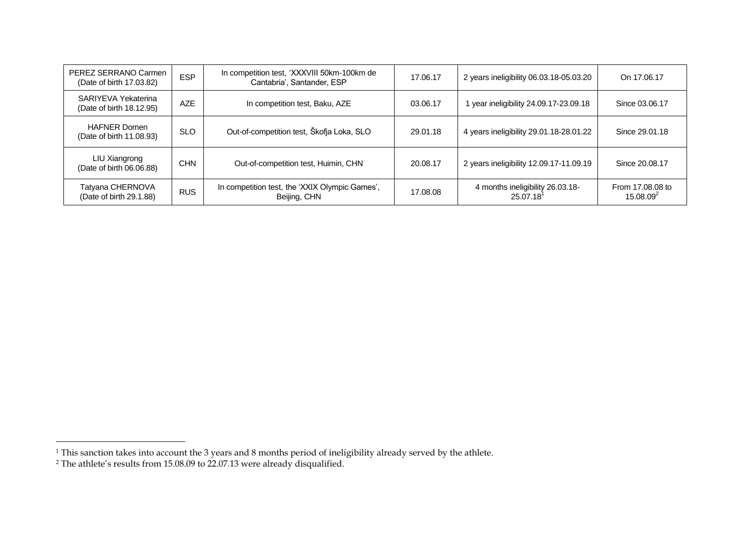| | | | | | |
|---|---|---|---|---|---|
| PEREZ SERRANO Carmen (Date of birth 17.03.82) | ESP | In competition test, 'XXXVIII 50km-100km de Cantabria', Santander, ESP | 17.06.17 | 2 years ineligibility 06.03.18-05.03.20 | On 17.06.17 |
| SARIYEVA Yekaterina (Date of birth 18.12.95) | AZE | In competition test, Baku, AZE | 03.06.17 | 1 year ineligibility 24.09.17-23.09.18 | Since 03.06.17 |
| HAFNER Domen (Date of birth 11.08.93) | SLO | Out-of-competition test, Škofja Loka, SLO | 29.01.18 | 4 years ineligibility 29.01.18-28.01.22 | Since 29.01.18 |
| LIU Xiangrong (Date of birth 06.06.88) | CHN | Out-of-competition test, Huimin, CHN | 20.08.17 | 2 years ineligibility 12.09.17-11.09.19 | Since 20.08.17 |
| Tatyana CHERNOVA (Date of birth 29.1.88) | RUS | In competition test, the 'XXIX Olympic Games', Beijing, CHN | 17.08.08 | 4 months ineligibility 26.03.18-25.07.18[1] | From 17.08.08 to 15.08.09[2] |

[1] This sanction takes into account the 3 years and 8 months period of ineligibility already served by the athlete.

[2] The athlete's results from 15.08.09 to 22.07.13 were already disqualified.